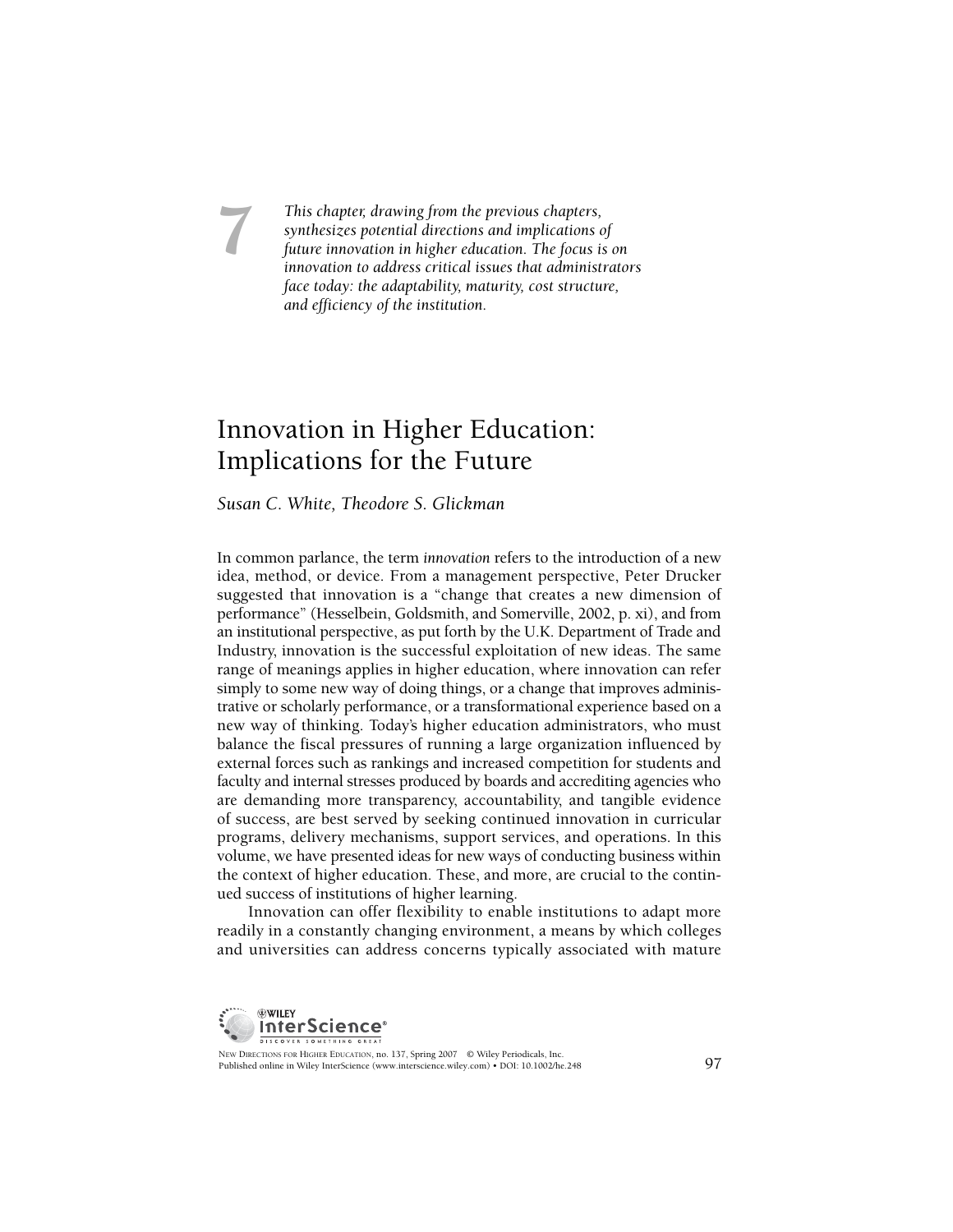7

*This chapter, drawing from the previous chapters, synthesizes potential directions and implications of future innovation in higher education. The focus is on innovation to address critical issues that administrators face today: the adaptability, maturity, cost structure, and efficiency of the institution.*

# Innovation in Higher Education: Implications for the Future

*Susan C. White, Theodore S. Glickman*

In common parlance, the term *innovation* refers to the introduction of a new idea, method, or device. From a management perspective, Peter Drucker suggested that innovation is a "change that creates a new dimension of performance" (Hesselbein, Goldsmith, and Somerville, 2002, p. xi), and from an institutional perspective, as put forth by the U.K. Department of Trade and Industry, innovation is the successful exploitation of new ideas. The same range of meanings applies in higher education, where innovation can refer simply to some new way of doing things, or a change that improves administrative or scholarly performance, or a transformational experience based on a new way of thinking. Today's higher education administrators, who must balance the fiscal pressures of running a large organization influenced by external forces such as rankings and increased competition for students and faculty and internal stresses produced by boards and accrediting agencies who are demanding more transparency, accountability, and tangible evidence of success, are best served by seeking continued innovation in curricular programs, delivery mechanisms, support services, and operations. In this volume, we have presented ideas for new ways of conducting business within the context of higher education. These, and more, are crucial to the continued success of institutions of higher learning.

Innovation can offer flexibility to enable institutions to adapt more readily in a constantly changing environment, a means by which colleges and universities can address concerns typically associated with mature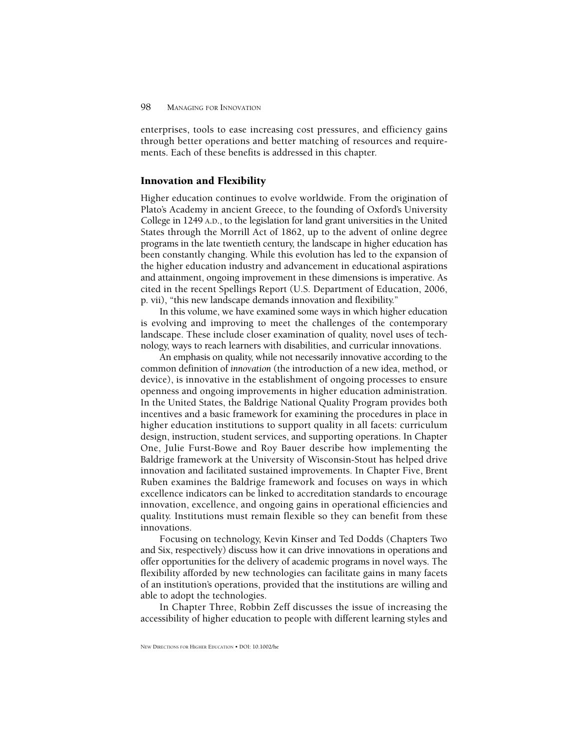enterprises, tools to ease increasing cost pressures, and efficiency gains through better operations and better matching of resources and requirements. Each of these benefits is addressed in this chapter.

## Innovation and Flexibility

Higher education continues to evolve worldwide. From the origination of Plato's Academy in ancient Greece, to the founding of Oxford's University College in 1249 A.D., to the legislation for land grant universities in the United States through the Morrill Act of 1862, up to the advent of online degree programs in the late twentieth century, the landscape in higher education has been constantly changing. While this evolution has led to the expansion of the higher education industry and advancement in educational aspirations and attainment, ongoing improvement in these dimensions is imperative. As cited in the recent Spellings Report (U.S. Department of Education, 2006, p. vii), "this new landscape demands innovation and flexibility."

In this volume, we have examined some ways in which higher education is evolving and improving to meet the challenges of the contemporary landscape. These include closer examination of quality, novel uses of technology, ways to reach learners with disabilities, and curricular innovations.

An emphasis on quality, while not necessarily innovative according to the common definition of *innovation* (the introduction of a new idea, method, or device), is innovative in the establishment of ongoing processes to ensure openness and ongoing improvements in higher education administration. In the United States, the Baldrige National Quality Program provides both incentives and a basic framework for examining the procedures in place in higher education institutions to support quality in all facets: curriculum design, instruction, student services, and supporting operations. In Chapter One, Julie Furst-Bowe and Roy Bauer describe how implementing the Baldrige framework at the University of Wisconsin-Stout has helped drive innovation and facilitated sustained improvements. In Chapter Five, Brent Ruben examines the Baldrige framework and focuses on ways in which excellence indicators can be linked to accreditation standards to encourage innovation, excellence, and ongoing gains in operational efficiencies and quality. Institutions must remain flexible so they can benefit from these innovations.

Focusing on technology, Kevin Kinser and Ted Dodds (Chapters Two and Six, respectively) discuss how it can drive innovations in operations and offer opportunities for the delivery of academic programs in novel ways. The flexibility afforded by new technologies can facilitate gains in many facets of an institution's operations, provided that the institutions are willing and able to adopt the technologies.

In Chapter Three, Robbin Zeff discusses the issue of increasing the accessibility of higher education to people with different learning styles and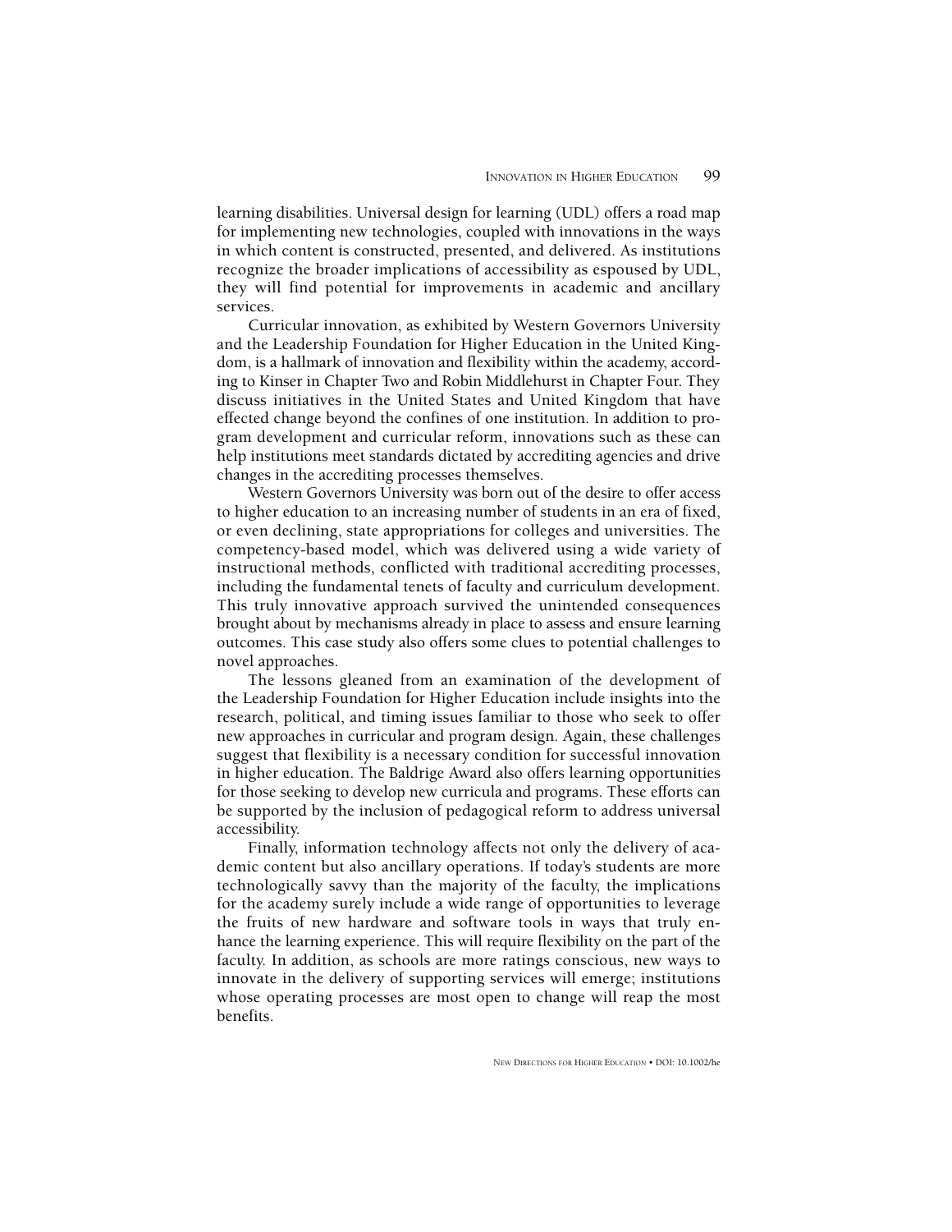learning disabilities. Universal design for learning (UDL) offers a road map for implementing new technologies, coupled with innovations in the ways in which content is constructed, presented, and delivered. As institutions recognize the broader implications of accessibility as espoused by UDL, they will find potential for improvements in academic and ancillary services.

Curricular innovation, as exhibited by Western Governors University and the Leadership Foundation for Higher Education in the United Kingdom, is a hallmark of innovation and flexibility within the academy, according to Kinser in Chapter Two and Robin Middlehurst in Chapter Four. They discuss initiatives in the United States and United Kingdom that have effected change beyond the confines of one institution. In addition to program development and curricular reform, innovations such as these can help institutions meet standards dictated by accrediting agencies and drive changes in the accrediting processes themselves.

Western Governors University was born out of the desire to offer access to higher education to an increasing number of students in an era of fixed, or even declining, state appropriations for colleges and universities. The competency-based model, which was delivered using a wide variety of instructional methods, conflicted with traditional accrediting processes, including the fundamental tenets of faculty and curriculum development. This truly innovative approach survived the unintended consequences brought about by mechanisms already in place to assess and ensure learning outcomes. This case study also offers some clues to potential challenges to novel approaches.

The lessons gleaned from an examination of the development of the Leadership Foundation for Higher Education include insights into the research, political, and timing issues familiar to those who seek to offer new approaches in curricular and program design. Again, these challenges suggest that flexibility is a necessary condition for successful innovation in higher education. The Baldrige Award also offers learning opportunities for those seeking to develop new curricula and programs. These efforts can be supported by the inclusion of pedagogical reform to address universal accessibility.

Finally, information technology affects not only the delivery of academic content but also ancillary operations. If today's students are more technologically savvy than the majority of the faculty, the implications for the academy surely include a wide range of opportunities to leverage the fruits of new hardware and software tools in ways that truly enhance the learning experience. This will require flexibility on the part of the faculty. In addition, as schools are more ratings conscious, new ways to innovate in the delivery of supporting services will emerge; institutions whose operating processes are most open to change will reap the most benefits.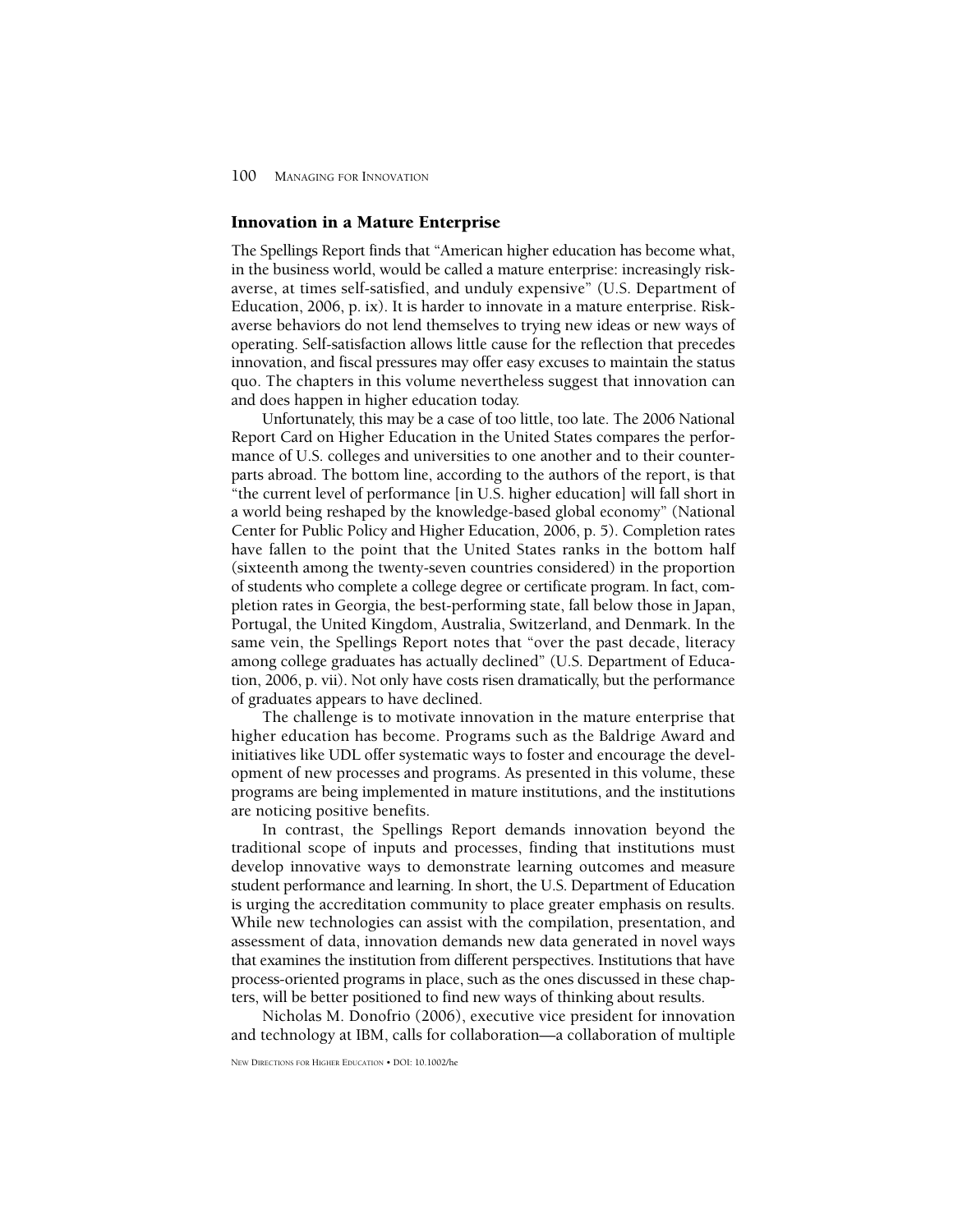## Innovation in a Mature Enterprise

The Spellings Report finds that "American higher education has become what, in the business world, would be called a mature enterprise: increasingly risk-averse, at times self-satisfied, and unduly expensive" (U.S. Department of Education, 2006, p. ix). It is harder to innovate in a mature enterprise. Risk-averse behaviors do not lend themselves to trying new ideas or new ways of operating. Self-satisfaction allows little cause for the reflection that precedes innovation, and fiscal pressures may offer easy excuses to maintain the status quo. The chapters in this volume nevertheless suggest that innovation can and does happen in higher education today.

Unfortunately, this may be a case of too little, too late. The 2006 National Report Card on Higher Education in the United States compares the performance of U.S. colleges and universities to one another and to their counterparts abroad. The bottom line, according to the authors of the report, is that "the current level of performance [in U.S. higher education] will fall short in a world being reshaped by the knowledge-based global economy" (National Center for Public Policy and Higher Education, 2006, p. 5). Completion rates have fallen to the point that the United States ranks in the bottom half (sixteenth among the twenty-seven countries considered) in the proportion of students who complete a college degree or certificate program. In fact, completion rates in Georgia, the best-performing state, fall below those in Japan, Portugal, the United Kingdom, Australia, Switzerland, and Denmark. In the same vein, the Spellings Report notes that "over the past decade, literacy among college graduates has actually declined" (U.S. Department of Education, 2006, p. vii). Not only have costs risen dramatically, but the performance of graduates appears to have declined.

The challenge is to motivate innovation in the mature enterprise that higher education has become. Programs such as the Baldrige Award and initiatives like UDL offer systematic ways to foster and encourage the development of new processes and programs. As presented in this volume, these programs are being implemented in mature institutions, and the institutions are noticing positive benefits.

In contrast, the Spellings Report demands innovation beyond the traditional scope of inputs and processes, finding that institutions must develop innovative ways to demonstrate learning outcomes and measure student performance and learning. In short, the U.S. Department of Education is urging the accreditation community to place greater emphasis on results. While new technologies can assist with the compilation, presentation, and assessment of data, innovation demands new data generated in novel ways that examines the institution from different perspectives. Institutions that have process-oriented programs in place, such as the ones discussed in these chapters, will be better positioned to find new ways of thinking about results.

Nicholas M. Donofrio (2006), executive vice president for innovation and technology at IBM, calls for collaboration—a collaboration of multiple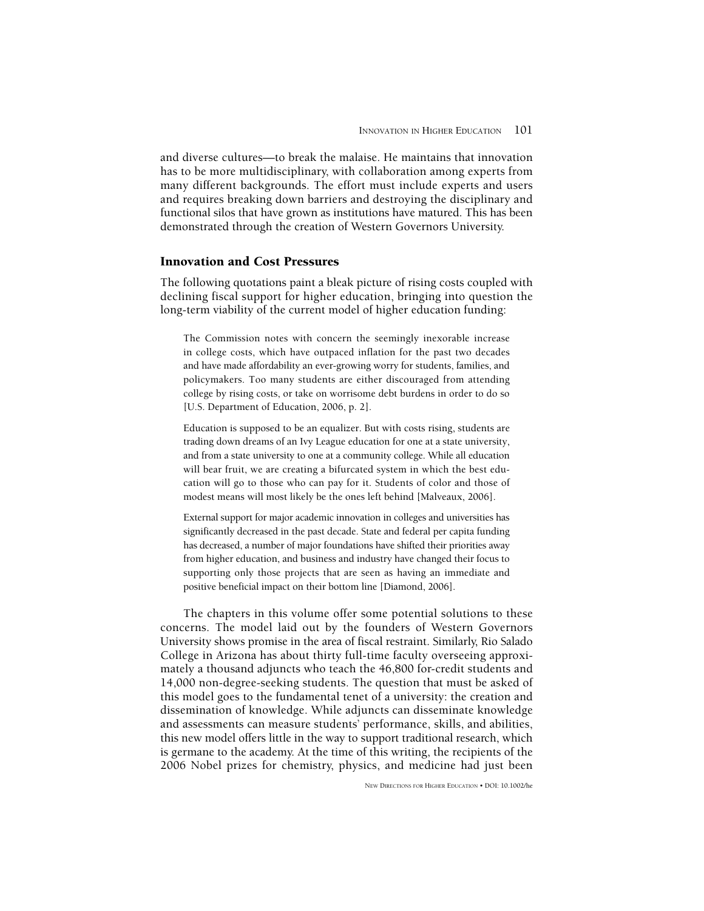and diverse cultures—to break the malaise. He maintains that innovation has to be more multidisciplinary, with collaboration among experts from many different backgrounds. The effort must include experts and users and requires breaking down barriers and destroying the disciplinary and functional silos that have grown as institutions have matured. This has been demonstrated through the creation of Western Governors University.

## Innovation and Cost Pressures

The following quotations paint a bleak picture of rising costs coupled with declining fiscal support for higher education, bringing into question the long-term viability of the current model of higher education funding:

> The Commission notes with concern the seemingly inexorable increase in college costs, which have outpaced inflation for the past two decades and have made affordability an ever-growing worry for students, families, and policymakers. Too many students are either discouraged from attending college by rising costs, or take on worrisome debt burdens in order to do so [U.S. Department of Education, 2006, p. 2].

> Education is supposed to be an equalizer. But with costs rising, students are trading down dreams of an Ivy League education for one at a state university, and from a state university to one at a community college. While all education will bear fruit, we are creating a bifurcated system in which the best education will go to those who can pay for it. Students of color and those of modest means will most likely be the ones left behind [Malveaux, 2006].

> External support for major academic innovation in colleges and universities has significantly decreased in the past decade. State and federal per capita funding has decreased, a number of major foundations have shifted their priorities away from higher education, and business and industry have changed their focus to supporting only those projects that are seen as having an immediate and positive beneficial impact on their bottom line [Diamond, 2006].

The chapters in this volume offer some potential solutions to these concerns. The model laid out by the founders of Western Governors University shows promise in the area of fiscal restraint. Similarly, Rio Salado College in Arizona has about thirty full-time faculty overseeing approximately a thousand adjuncts who teach the 46,800 for-credit students and 14,000 non-degree-seeking students. The question that must be asked of this model goes to the fundamental tenet of a university: the creation and dissemination of knowledge. While adjuncts can disseminate knowledge and assessments can measure students' performance, skills, and abilities, this new model offers little in the way to support traditional research, which is germane to the academy. At the time of this writing, the recipients of the 2006 Nobel prizes for chemistry, physics, and medicine had just been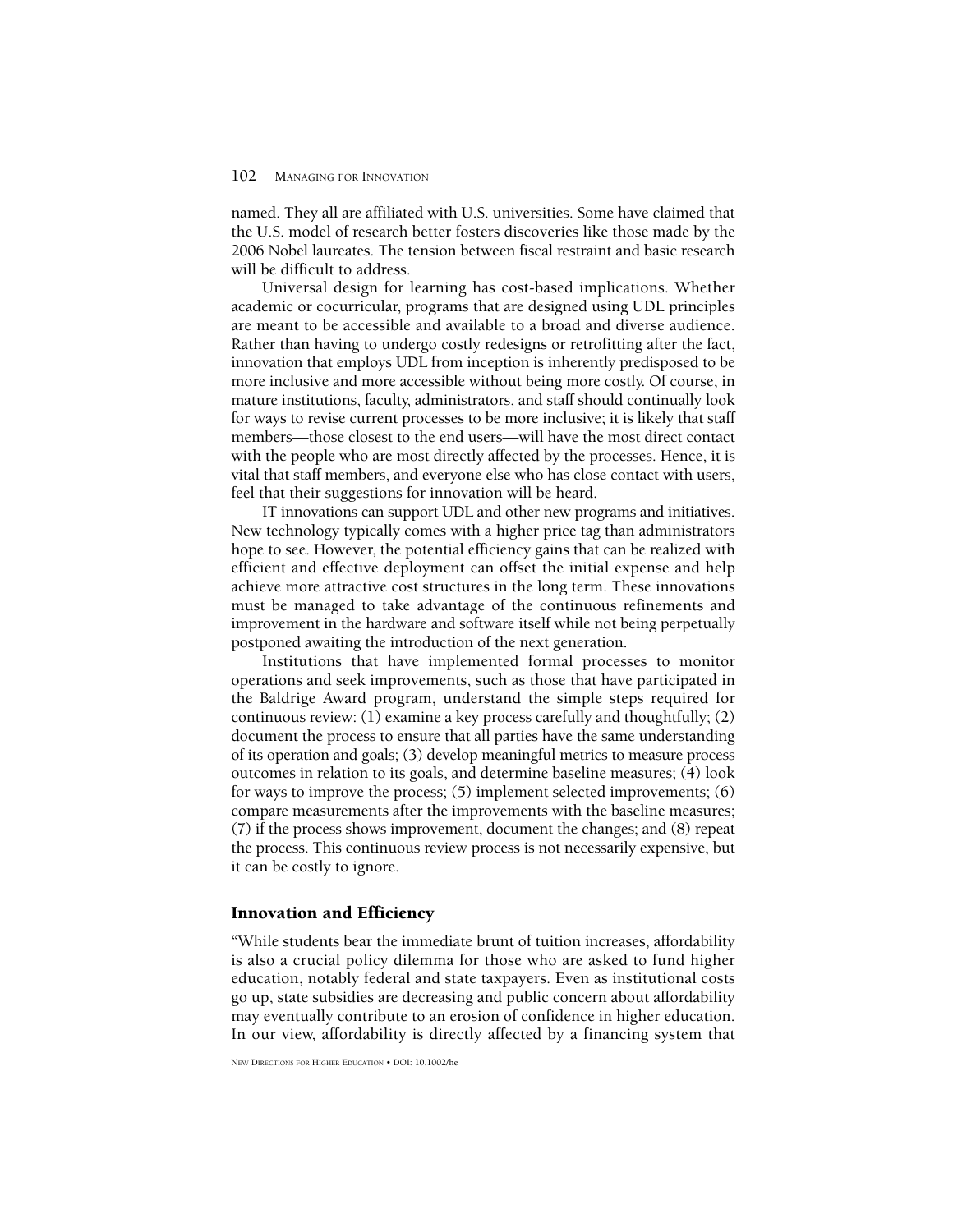named. They all are affiliated with U.S. universities. Some have claimed that the U.S. model of research better fosters discoveries like those made by the 2006 Nobel laureates. The tension between fiscal restraint and basic research will be difficult to address.

Universal design for learning has cost-based implications. Whether academic or cocurricular, programs that are designed using UDL principles are meant to be accessible and available to a broad and diverse audience. Rather than having to undergo costly redesigns or retrofitting after the fact, innovation that employs UDL from inception is inherently predisposed to be more inclusive and more accessible without being more costly. Of course, in mature institutions, faculty, administrators, and staff should continually look for ways to revise current processes to be more inclusive; it is likely that staff members—those closest to the end users—will have the most direct contact with the people who are most directly affected by the processes. Hence, it is vital that staff members, and everyone else who has close contact with users, feel that their suggestions for innovation will be heard.

IT innovations can support UDL and other new programs and initiatives. New technology typically comes with a higher price tag than administrators hope to see. However, the potential efficiency gains that can be realized with efficient and effective deployment can offset the initial expense and help achieve more attractive cost structures in the long term. These innovations must be managed to take advantage of the continuous refinements and improvement in the hardware and software itself while not being perpetually postponed awaiting the introduction of the next generation.

Institutions that have implemented formal processes to monitor operations and seek improvements, such as those that have participated in the Baldrige Award program, understand the simple steps required for continuous review: (1) examine a key process carefully and thoughtfully; (2) document the process to ensure that all parties have the same understanding of its operation and goals; (3) develop meaningful metrics to measure process outcomes in relation to its goals, and determine baseline measures; (4) look for ways to improve the process; (5) implement selected improvements; (6) compare measurements after the improvements with the baseline measures; (7) if the process shows improvement, document the changes; and (8) repeat the process. This continuous review process is not necessarily expensive, but it can be costly to ignore.

## Innovation and Efficiency

"While students bear the immediate brunt of tuition increases, affordability is also a crucial policy dilemma for those who are asked to fund higher education, notably federal and state taxpayers. Even as institutional costs go up, state subsidies are decreasing and public concern about affordability may eventually contribute to an erosion of confidence in higher education. In our view, affordability is directly affected by a financing system that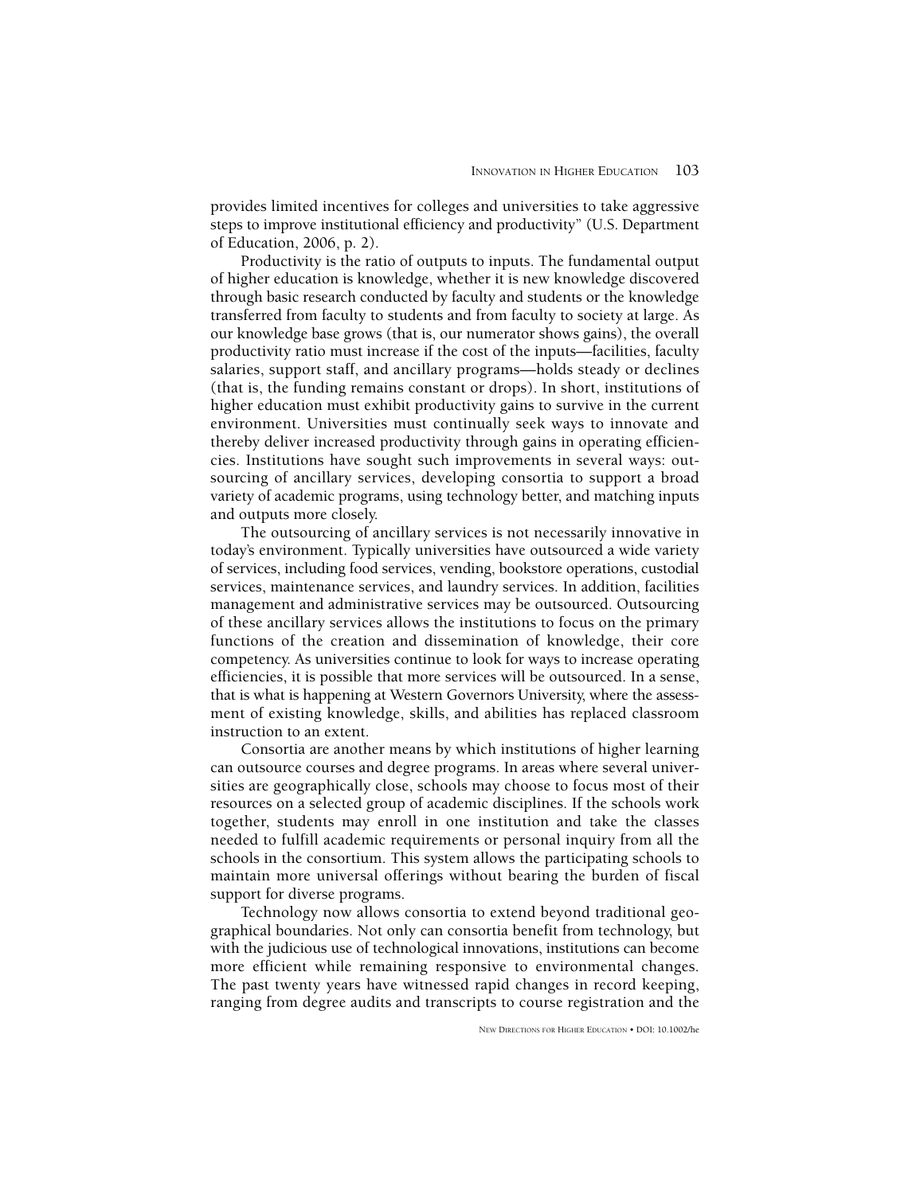provides limited incentives for colleges and universities to take aggressive steps to improve institutional efficiency and productivity" (U.S. Department of Education, 2006, p. 2).

Productivity is the ratio of outputs to inputs. The fundamental output of higher education is knowledge, whether it is new knowledge discovered through basic research conducted by faculty and students or the knowledge transferred from faculty to students and from faculty to society at large. As our knowledge base grows (that is, our numerator shows gains), the overall productivity ratio must increase if the cost of the inputs—facilities, faculty salaries, support staff, and ancillary programs—holds steady or declines (that is, the funding remains constant or drops). In short, institutions of higher education must exhibit productivity gains to survive in the current environment. Universities must continually seek ways to innovate and thereby deliver increased productivity through gains in operating efficiencies. Institutions have sought such improvements in several ways: outsourcing of ancillary services, developing consortia to support a broad variety of academic programs, using technology better, and matching inputs and outputs more closely.

The outsourcing of ancillary services is not necessarily innovative in today's environment. Typically universities have outsourced a wide variety of services, including food services, vending, bookstore operations, custodial services, maintenance services, and laundry services. In addition, facilities management and administrative services may be outsourced. Outsourcing of these ancillary services allows the institutions to focus on the primary functions of the creation and dissemination of knowledge, their core competency. As universities continue to look for ways to increase operating efficiencies, it is possible that more services will be outsourced. In a sense, that is what is happening at Western Governors University, where the assessment of existing knowledge, skills, and abilities has replaced classroom instruction to an extent.

Consortia are another means by which institutions of higher learning can outsource courses and degree programs. In areas where several universities are geographically close, schools may choose to focus most of their resources on a selected group of academic disciplines. If the schools work together, students may enroll in one institution and take the classes needed to fulfill academic requirements or personal inquiry from all the schools in the consortium. This system allows the participating schools to maintain more universal offerings without bearing the burden of fiscal support for diverse programs.

Technology now allows consortia to extend beyond traditional geographical boundaries. Not only can consortia benefit from technology, but with the judicious use of technological innovations, institutions can become more efficient while remaining responsive to environmental changes. The past twenty years have witnessed rapid changes in record keeping, ranging from degree audits and transcripts to course registration and the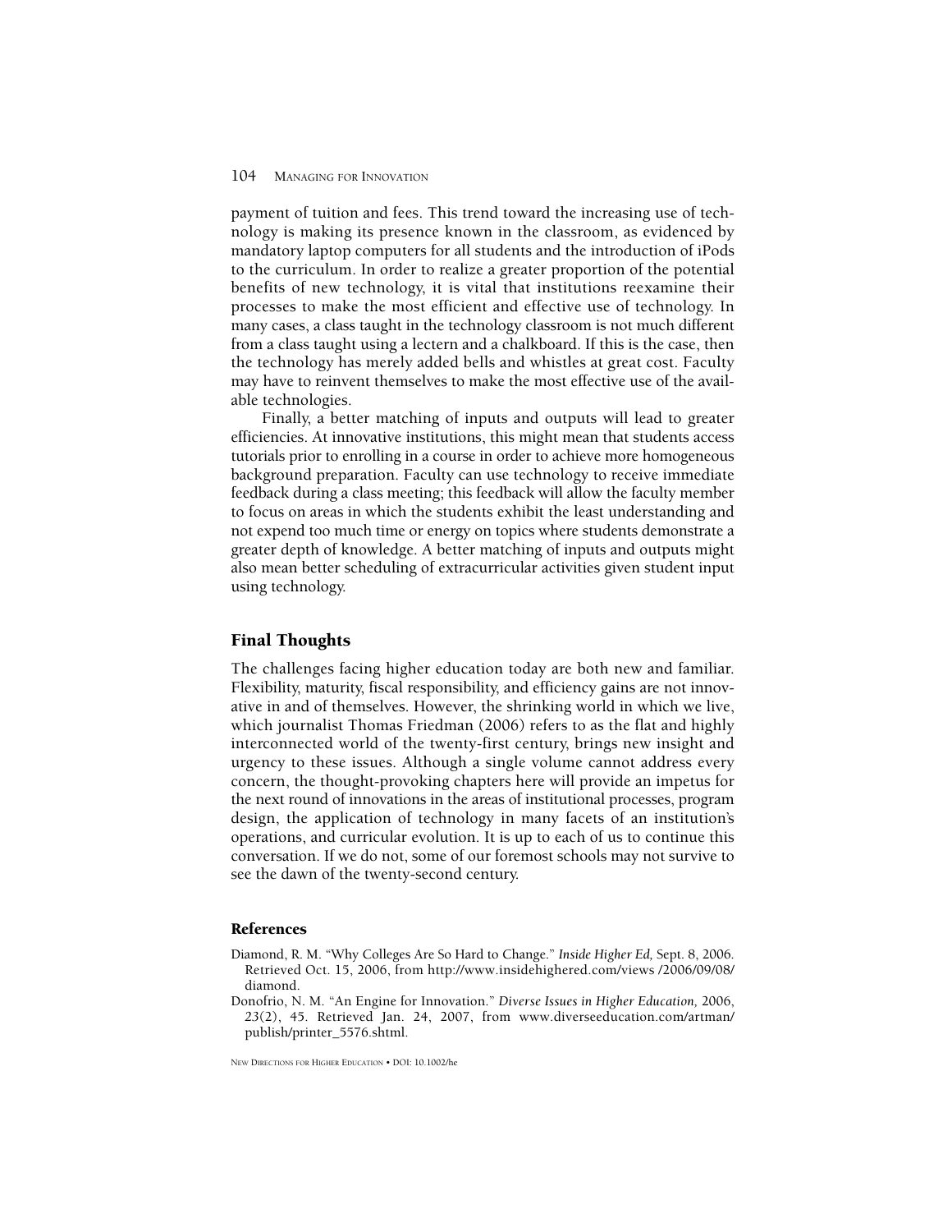payment of tuition and fees. This trend toward the increasing use of technology is making its presence known in the classroom, as evidenced by mandatory laptop computers for all students and the introduction of iPods to the curriculum. In order to realize a greater proportion of the potential benefits of new technology, it is vital that institutions reexamine their processes to make the most efficient and effective use of technology. In many cases, a class taught in the technology classroom is not much different from a class taught using a lectern and a chalkboard. If this is the case, then the technology has merely added bells and whistles at great cost. Faculty may have to reinvent themselves to make the most effective use of the available technologies.

Finally, a better matching of inputs and outputs will lead to greater efficiencies. At innovative institutions, this might mean that students access tutorials prior to enrolling in a course in order to achieve more homogeneous background preparation. Faculty can use technology to receive immediate feedback during a class meeting; this feedback will allow the faculty member to focus on areas in which the students exhibit the least understanding and not expend too much time or energy on topics where students demonstrate a greater depth of knowledge. A better matching of inputs and outputs might also mean better scheduling of extracurricular activities given student input using technology.

## Final Thoughts

The challenges facing higher education today are both new and familiar. Flexibility, maturity, fiscal responsibility, and efficiency gains are not innovative in and of themselves. However, the shrinking world in which we live, which journalist Thomas Friedman (2006) refers to as the flat and highly interconnected world of the twenty-first century, brings new insight and urgency to these issues. Although a single volume cannot address every concern, the thought-provoking chapters here will provide an impetus for the next round of innovations in the areas of institutional processes, program design, the application of technology in many facets of an institution's operations, and curricular evolution. It is up to each of us to continue this conversation. If we do not, some of our foremost schools may not survive to see the dawn of the twenty-second century.

### References

Diamond, R. M. "Why Colleges Are So Hard to Change." *Inside Higher Ed,* Sept. 8, 2006. Retrieved Oct. 15, 2006, from http://www.insidehighered.com/views /2006/09/08/diamond.

Donofrio, N. M. "An Engine for Innovation." *Diverse Issues in Higher Education,* 2006, *23*(2), 45. Retrieved Jan. 24, 2007, from www.diverseeducation.com/artman/publish/printer_5576.shtml.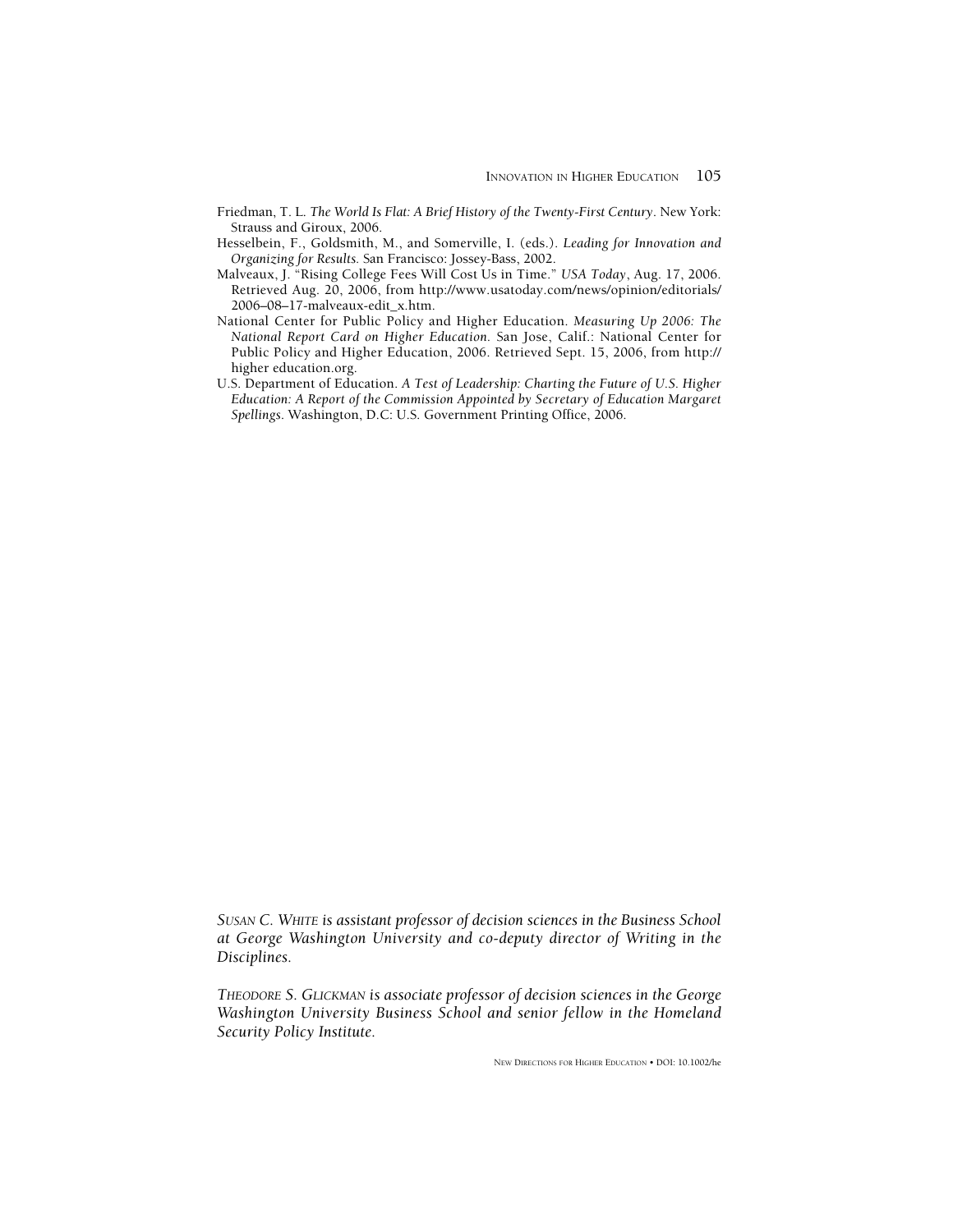Friedman, T. L. *The World Is Flat: A Brief History of the Twenty-First Century*. New York: Strauss and Giroux, 2006.

Hesselbein, F., Goldsmith, M., and Somerville, I. (eds.). *Leading for Innovation and Organizing for Results*. San Francisco: Jossey-Bass, 2002.

Malveaux, J. "Rising College Fees Will Cost Us in Time." *USA Today*, Aug. 17, 2006. Retrieved Aug. 20, 2006, from http://www.usatoday.com/news/opinion/editorials/2006–08–17-malveaux-edit_x.htm.

National Center for Public Policy and Higher Education. *Measuring Up 2006: The National Report Card on Higher Education*. San Jose, Calif.: National Center for Public Policy and Higher Education, 2006. Retrieved Sept. 15, 2006, from http://higher education.org.

U.S. Department of Education. *A Test of Leadership: Charting the Future of U.S. Higher Education: A Report of the Commission Appointed by Secretary of Education Margaret Spellings*. Washington, D.C: U.S. Government Printing Office, 2006.

*SUSAN C. WHITE is assistant professor of decision sciences in the Business School at George Washington University and co-deputy director of Writing in the Disciplines.*

*THEODORE S. GLICKMAN is associate professor of decision sciences in the George Washington University Business School and senior fellow in the Homeland Security Policy Institute.*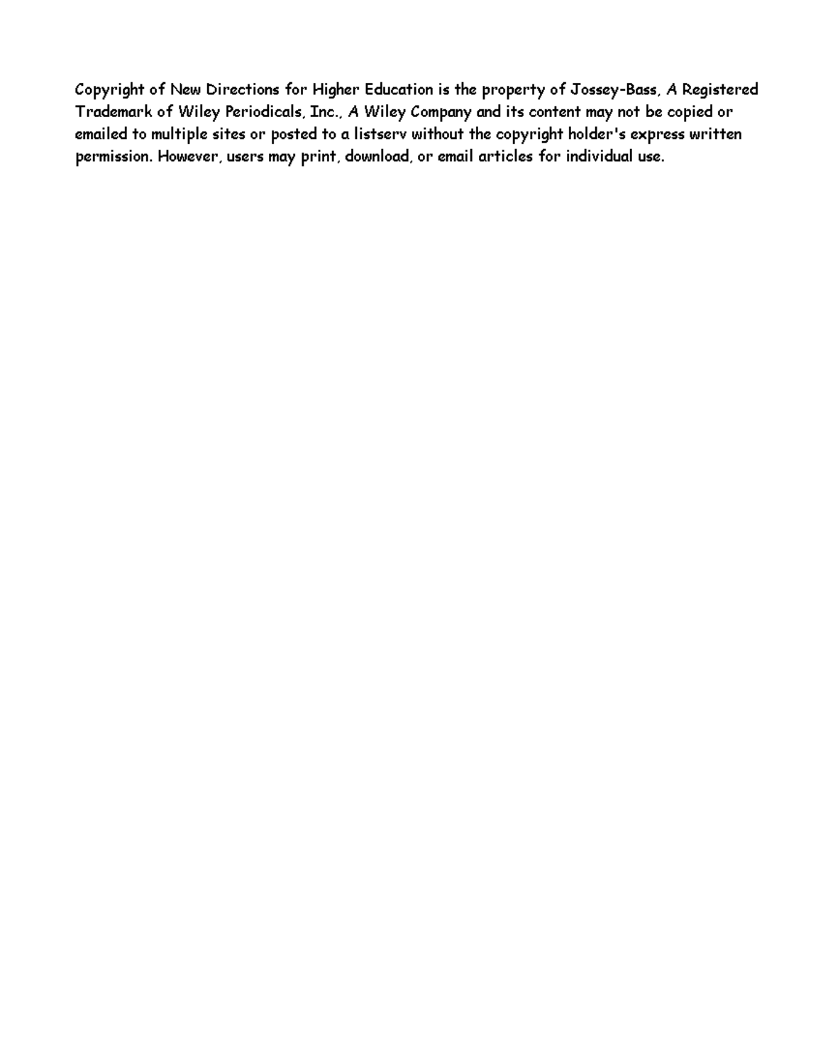Copyright of New Directions for Higher Education is the property of Jossey-Bass, A Registered Trademark of Wiley Periodicals, Inc., A Wiley Company and its content may not be copied or emailed to multiple sites or posted to a listserv without the copyright holder's express written permission. However, users may print, download, or email articles for individual use.